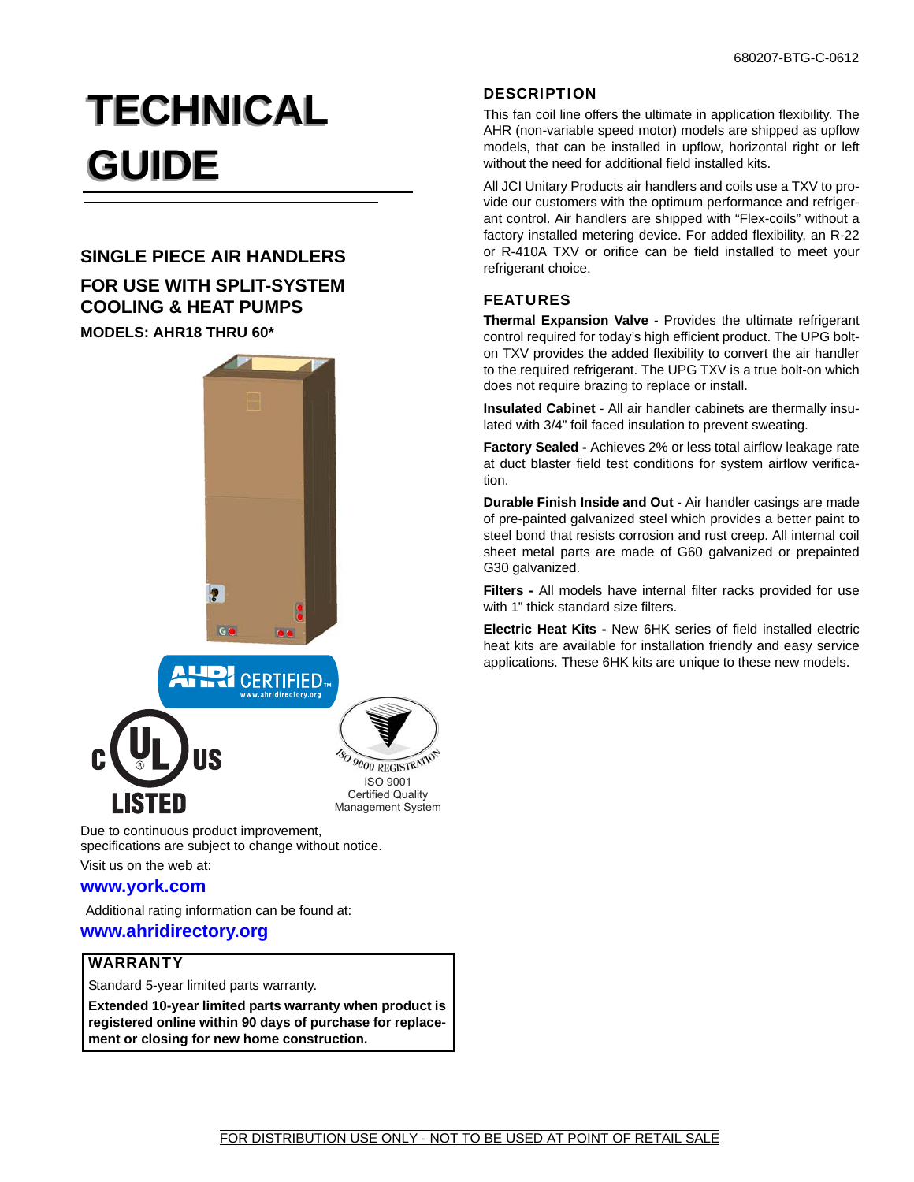680207-BTG-C-0612

# TECHNICAL GUIDE

## SINGLE PIECE AIR HANDLERS

## FOR USE WITH SPLIT-SYSTEM COOLING & HEAT PUMPS

**MODELS: AHR18 THRU 60***

ISO 9001
Certified Quality
Management System

Due to continuous product improvement, specifications are subject to change without notice.

Visit us on the web at:

**www.york.com**

Additional rating information can be found at:

**www.ahridirectory.org**

### WARRANTY

Standard 5-year limited parts warranty.

**Extended 10-year limited parts warranty when product is registered online within 90 days of purchase for replacement or closing for new home construction.**

## DESCRIPTION

This fan coil line offers the ultimate in application flexibility. The AHR (non-variable speed motor) models are shipped as upflow models, that can be installed in upflow, horizontal right or left without the need for additional field installed kits.

All JCI Unitary Products air handlers and coils use a TXV to provide our customers with the optimum performance and refrigerant control. Air handlers are shipped with "Flex-coils" without a factory installed metering device. For added flexibility, an R-22 or R-410A TXV or orifice can be field installed to meet your refrigerant choice.

## FEATURES

**Thermal Expansion Valve** - Provides the ultimate refrigerant control required for today's high efficient product. The UPG bolt-on TXV provides the added flexibility to convert the air handler to the required refrigerant. The UPG TXV is a true bolt-on which does not require brazing to replace or install.

**Insulated Cabinet** - All air handler cabinets are thermally insulated with 3/4" foil faced insulation to prevent sweating.

**Factory Sealed -** Achieves 2% or less total airflow leakage rate at duct blaster field test conditions for system airflow verification.

**Durable Finish Inside and Out** - Air handler casings are made of pre-painted galvanized steel which provides a better paint to steel bond that resists corrosion and rust creep. All internal coil sheet metal parts are made of G60 galvanized or prepainted G30 galvanized.

**Filters -** All models have internal filter racks provided for use with 1" thick standard size filters.

**Electric Heat Kits -** New 6HK series of field installed electric heat kits are available for installation friendly and easy service applications. These 6HK kits are unique to these new models.

FOR DISTRIBUTION USE ONLY - NOT TO BE USED AT POINT OF RETAIL SALE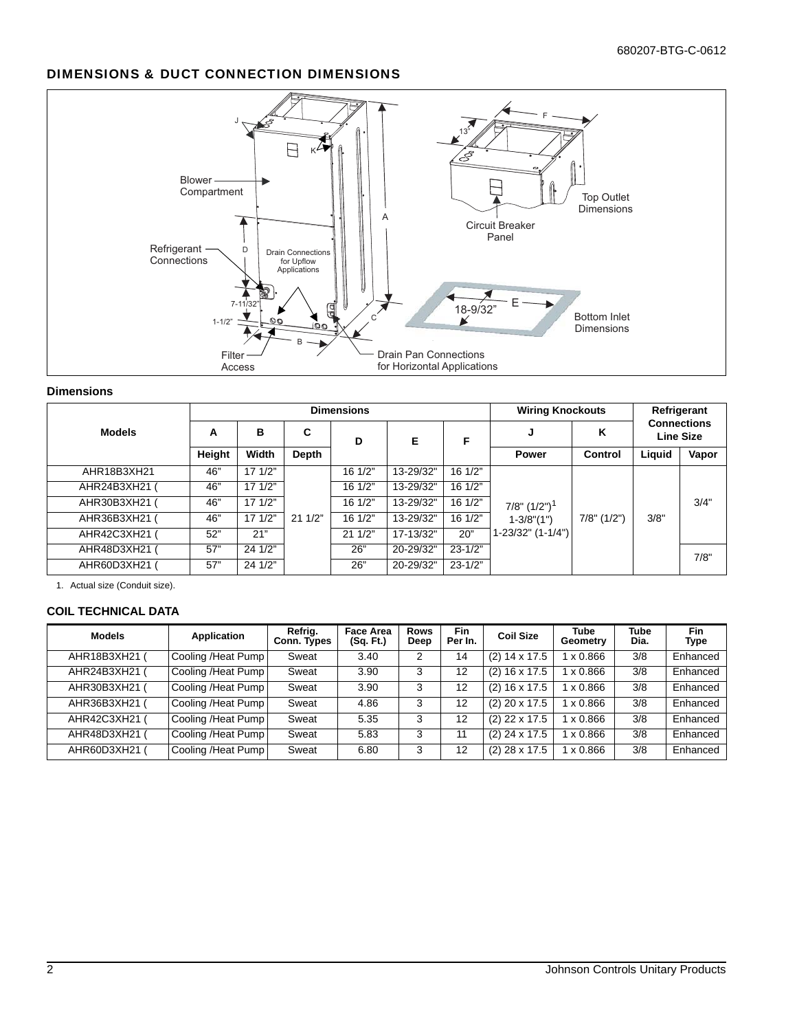## DIMENSIONS & DUCT CONNECTION DIMENSIONS

Blower Compartment

Refrigerant Connections

Drain Connections for Upflow Applications

Filter Access

Drain Pan Connections for Horizontal Applications

Circuit Breaker Panel

Top Outlet Dimensions

Bottom Inlet Dimensions

### Dimensions

| Models | Dimensions | | | | | | Wiring Knockouts | | Refrigerant Connections Line Size | |
|---|---|---|---|---|---|---|---|---|---|---|
| | A | B | C | D | E | F | J | K | | |
| | Height | Width | Depth | | | | Power | Control | Liquid | Vapor |
| AHR18B3XH21 | 46" | 17 1/2" | 21 1/2" | 16 1/2" | 13-29/32" | 16 1/2" | 7/8" (1/2")[1] 1-3/8"(1") 1-23/32" (1-1/4") | 7/8" (1/2") | 3/8" | 3/4" |
| AHR24B3XH21 ( | 46" | 17 1/2" | | 16 1/2" | 13-29/32" | 16 1/2" | | | | |
| AHR30B3XH21 ( | 46" | 17 1/2" | | 16 1/2" | 13-29/32" | 16 1/2" | | | | |
| AHR36B3XH21 ( | 46" | 17 1/2" | | 16 1/2" | 13-29/32" | 16 1/2" | | | | |
| AHR42C3XH21 ( | 52" | 21" | | 21 1/2" | 17-13/32" | 20" | | | | |
| AHR48D3XH21 ( | 57" | 24 1/2" | | 26" | 20-29/32" | 23-1/2" | | | | 7/8" |
| AHR60D3XH21 ( | 57" | 24 1/2" | | 26" | 20-29/32" | 23-1/2" | | | | |

1. Actual size (Conduit size).

### COIL TECHNICAL DATA

| Models | Application | Refrig. Conn. Types | Face Area (Sq. Ft.) | Rows Deep | Fin Per In. | Coil Size | Tube Geometry | Tube Dia. | Fin Type |
|---|---|---|---|---|---|---|---|---|---|
| AHR18B3XH21 ( | Cooling /Heat Pump | Sweat | 3.40 | 2 | 14 | (2) 14 x 17.5 | 1 x 0.866 | 3/8 | Enhanced |
| AHR24B3XH21 ( | Cooling /Heat Pump | Sweat | 3.90 | 3 | 12 | (2) 16 x 17.5 | 1 x 0.866 | 3/8 | Enhanced |
| AHR30B3XH21 ( | Cooling /Heat Pump | Sweat | 3.90 | 3 | 12 | (2) 16 x 17.5 | 1 x 0.866 | 3/8 | Enhanced |
| AHR36B3XH21 ( | Cooling /Heat Pump | Sweat | 4.86 | 3 | 12 | (2) 20 x 17.5 | 1 x 0.866 | 3/8 | Enhanced |
| AHR42C3XH21 ( | Cooling /Heat Pump | Sweat | 5.35 | 3 | 12 | (2) 22 x 17.5 | 1 x 0.866 | 3/8 | Enhanced |
| AHR48D3XH21 ( | Cooling /Heat Pump | Sweat | 5.83 | 3 | 11 | (2) 24 x 17.5 | 1 x 0.866 | 3/8 | Enhanced |
| AHR60D3XH21 ( | Cooling /Heat Pump | Sweat | 6.80 | 3 | 12 | (2) 28 x 17.5 | 1 x 0.866 | 3/8 | Enhanced |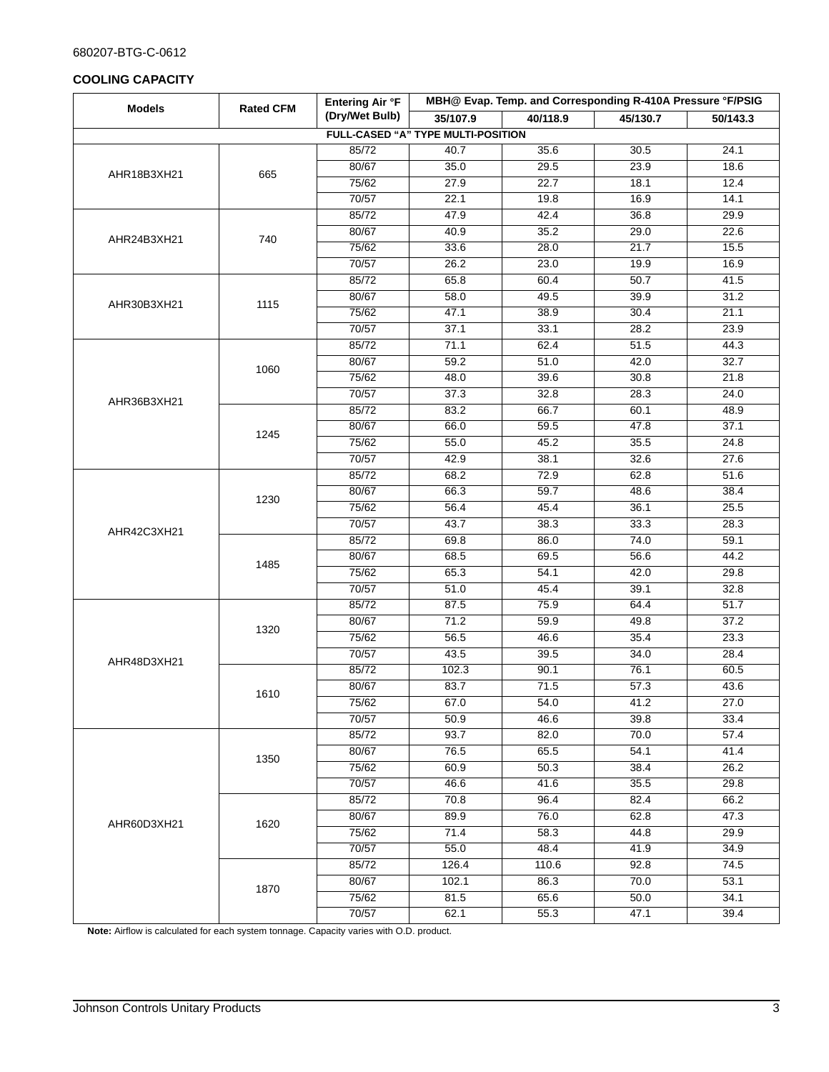## COOLING CAPACITY

| Models | Rated CFM | Entering Air °F (Dry/Wet Bulb) | MBH@ Evap. Temp. and Corresponding R-410A Pressure °F/PSIG | | | |
|---|---|---|---|---|---|---|
| | | | 35/107.9 | 40/118.9 | 45/130.7 | 50/143.3 |
| **FULL-CASED "A" TYPE MULTI-POSITION** | | | | | | |
| AHR18B3XH21 | 665 | 85/72 | 40.7 | 35.6 | 30.5 | 24.1 |
| | | 80/67 | 35.0 | 29.5 | 23.9 | 18.6 |
| | | 75/62 | 27.9 | 22.7 | 18.1 | 12.4 |
| | | 70/57 | 22.1 | 19.8 | 16.9 | 14.1 |
| AHR24B3XH21 | 740 | 85/72 | 47.9 | 42.4 | 36.8 | 29.9 |
| | | 80/67 | 40.9 | 35.2 | 29.0 | 22.6 |
| | | 75/62 | 33.6 | 28.0 | 21.7 | 15.5 |
| | | 70/57 | 26.2 | 23.0 | 19.9 | 16.9 |
| AHR30B3XH21 | 1115 | 85/72 | 65.8 | 60.4 | 50.7 | 41.5 |
| | | 80/67 | 58.0 | 49.5 | 39.9 | 31.2 |
| | | 75/62 | 47.1 | 38.9 | 30.4 | 21.1 |
| | | 70/57 | 37.1 | 33.1 | 28.2 | 23.9 |
| AHR36B3XH21 | 1060 | 85/72 | 71.1 | 62.4 | 51.5 | 44.3 |
| | | 80/67 | 59.2 | 51.0 | 42.0 | 32.7 |
| | | 75/62 | 48.0 | 39.6 | 30.8 | 21.8 |
| | | 70/57 | 37.3 | 32.8 | 28.3 | 24.0 |
| | 1245 | 85/72 | 83.2 | 66.7 | 60.1 | 48.9 |
| | | 80/67 | 66.0 | 59.5 | 47.8 | 37.1 |
| | | 75/62 | 55.0 | 45.2 | 35.5 | 24.8 |
| | | 70/57 | 42.9 | 38.1 | 32.6 | 27.6 |
| AHR42C3XH21 | 1230 | 85/72 | 68.2 | 72.9 | 62.8 | 51.6 |
| | | 80/67 | 66.3 | 59.7 | 48.6 | 38.4 |
| | | 75/62 | 56.4 | 45.4 | 36.1 | 25.5 |
| | | 70/57 | 43.7 | 38.3 | 33.3 | 28.3 |
| | 1485 | 85/72 | 69.8 | 86.0 | 74.0 | 59.1 |
| | | 80/67 | 68.5 | 69.5 | 56.6 | 44.2 |
| | | 75/62 | 65.3 | 54.1 | 42.0 | 29.8 |
| | | 70/57 | 51.0 | 45.4 | 39.1 | 32.8 |
| AHR48D3XH21 | 1320 | 85/72 | 87.5 | 75.9 | 64.4 | 51.7 |
| | | 80/67 | 71.2 | 59.9 | 49.8 | 37.2 |
| | | 75/62 | 56.5 | 46.6 | 35.4 | 23.3 |
| | | 70/57 | 43.5 | 39.5 | 34.0 | 28.4 |
| | 1610 | 85/72 | 102.3 | 90.1 | 76.1 | 60.5 |
| | | 80/67 | 83.7 | 71.5 | 57.3 | 43.6 |
| | | 75/62 | 67.0 | 54.0 | 41.2 | 27.0 |
| | | 70/57 | 50.9 | 46.6 | 39.8 | 33.4 |
| AHR60D3XH21 | 1350 | 85/72 | 93.7 | 82.0 | 70.0 | 57.4 |
| | | 80/67 | 76.5 | 65.5 | 54.1 | 41.4 |
| | | 75/62 | 60.9 | 50.3 | 38.4 | 26.2 |
| | | 70/57 | 46.6 | 41.6 | 35.5 | 29.8 |
| | 1620 | 85/72 | 70.8 | 96.4 | 82.4 | 66.2 |
| | | 80/67 | 89.9 | 76.0 | 62.8 | 47.3 |
| | | 75/62 | 71.4 | 58.3 | 44.8 | 29.9 |
| | | 70/57 | 55.0 | 48.4 | 41.9 | 34.9 |
| | 1870 | 85/72 | 126.4 | 110.6 | 92.8 | 74.5 |
| | | 80/67 | 102.1 | 86.3 | 70.0 | 53.1 |
| | | 75/62 | 81.5 | 65.6 | 50.0 | 34.1 |
| | | 70/57 | 62.1 | 55.3 | 47.1 | 39.4 |

**Note:** Airflow is calculated for each system tonnage. Capacity varies with O.D. product.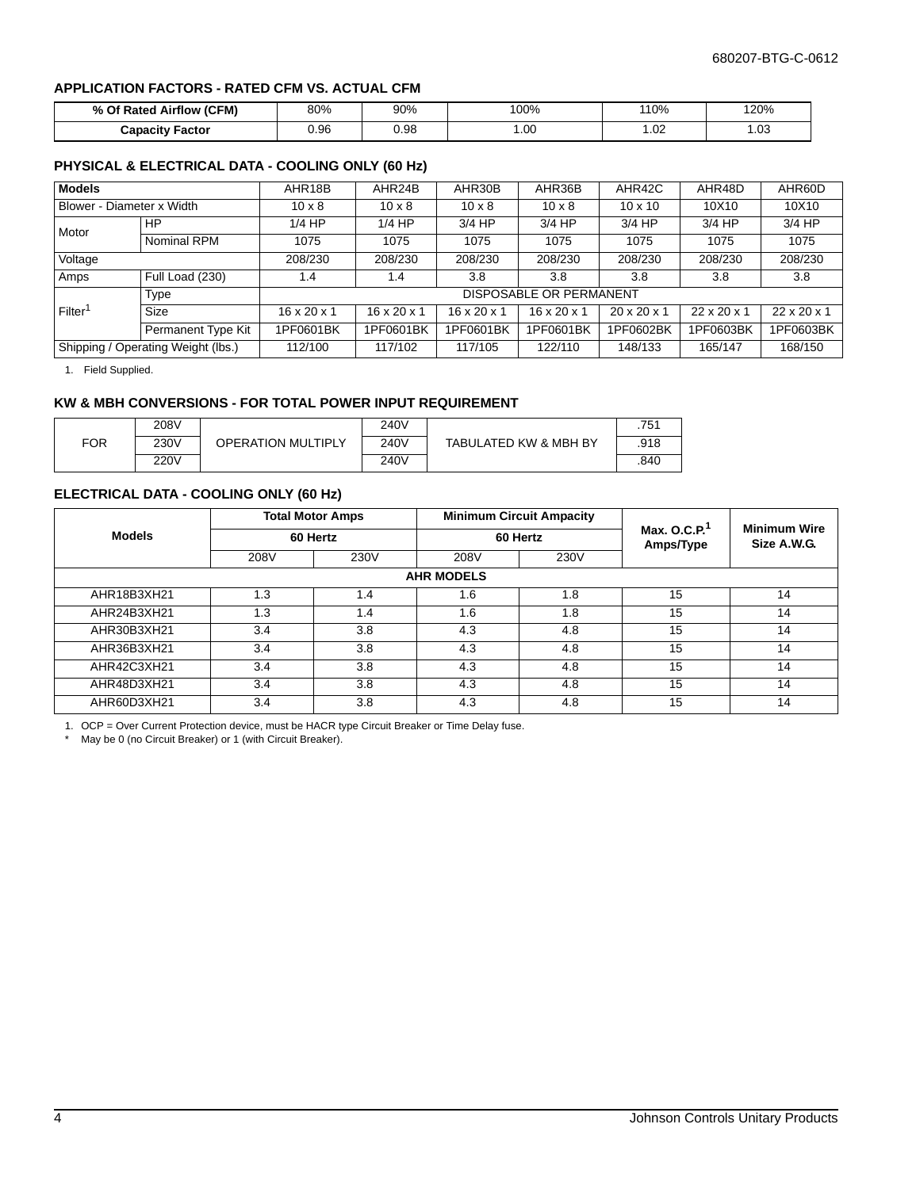### APPLICATION FACTORS - RATED CFM VS. ACTUAL CFM

| % Of Rated Airflow (CFM) | 80% | 90% | 100% | 110% | 120% |
|---|---|---|---|---|---|
| Capacity Factor | 0.96 | 0.98 | 1.00 | 1.02 | 1.03 |

### PHYSICAL & ELECTRICAL DATA - COOLING ONLY (60 Hz)

| Models | | AHR18B | AHR24B | AHR30B | AHR36B | AHR42C | AHR48D | AHR60D |
|---|---|---|---|---|---|---|---|---|
| Blower - Diameter x Width | | 10 x 8 | 10 x 8 | 10 x 8 | 10 x 8 | 10 x 10 | 10X10 | 10X10 |
| Motor | HP | 1/4 HP | 1/4 HP | 3/4 HP | 3/4 HP | 3/4 HP | 3/4 HP | 3/4 HP |
| | Nominal RPM | 1075 | 1075 | 1075 | 1075 | 1075 | 1075 | 1075 |
| Voltage | | 208/230 | 208/230 | 208/230 | 208/230 | 208/230 | 208/230 | 208/230 |
| Amps | Full Load (230) | 1.4 | 1.4 | 3.8 | 3.8 | 3.8 | 3.8 | 3.8 |
| Filter[1] | Type | DISPOSABLE OR PERMANENT | | | | | | |
| | Size | 16 x 20 x 1 | 16 x 20 x 1 | 16 x 20 x 1 | 16 x 20 x 1 | 20 x 20 x 1 | 22 x 20 x 1 | 22 x 20 x 1 |
| | Permanent Type Kit | 1PF0601BK | 1PF0601BK | 1PF0601BK | 1PF0601BK | 1PF0602BK | 1PF0603BK | 1PF0603BK |
| Shipping / Operating Weight (lbs.) | | 112/100 | 117/102 | 117/105 | 122/110 | 148/133 | 165/147 | 168/150 |

1. Field Supplied.

### KW & MBH CONVERSIONS - FOR TOTAL POWER INPUT REQUIREMENT

| | | | | | |
|---|---|---|---|---|---|
| FOR | 208V | OPERATION MULTIPLY | 240V | TABULATED KW & MBH BY | .751 |
| | 230V | | 240V | | .918 |
| | 220V | | 240V | | .840 |

### ELECTRICAL DATA - COOLING ONLY (60 Hz)

| Models | Total Motor Amps 60 Hertz | | Minimum Circuit Ampacity 60 Hertz | | Max. O.C.P.[1] Amps/Type | Minimum Wire Size A.W.G. |
|---|---|---|---|---|---|---|
| | 208V | 230V | 208V | 230V | | |
| **AHR MODELS** | | | | | | |
| AHR18B3XH21 | 1.3 | 1.4 | 1.6 | 1.8 | 15 | 14 |
| AHR24B3XH21 | 1.3 | 1.4 | 1.6 | 1.8 | 15 | 14 |
| AHR30B3XH21 | 3.4 | 3.8 | 4.3 | 4.8 | 15 | 14 |
| AHR36B3XH21 | 3.4 | 3.8 | 4.3 | 4.8 | 15 | 14 |
| AHR42C3XH21 | 3.4 | 3.8 | 4.3 | 4.8 | 15 | 14 |
| AHR48D3XH21 | 3.4 | 3.8 | 4.3 | 4.8 | 15 | 14 |
| AHR60D3XH21 | 3.4 | 3.8 | 4.3 | 4.8 | 15 | 14 |

1. OCP = Over Current Protection device, must be HACR type Circuit Breaker or Time Delay fuse.

* May be 0 (no Circuit Breaker) or 1 (with Circuit Breaker).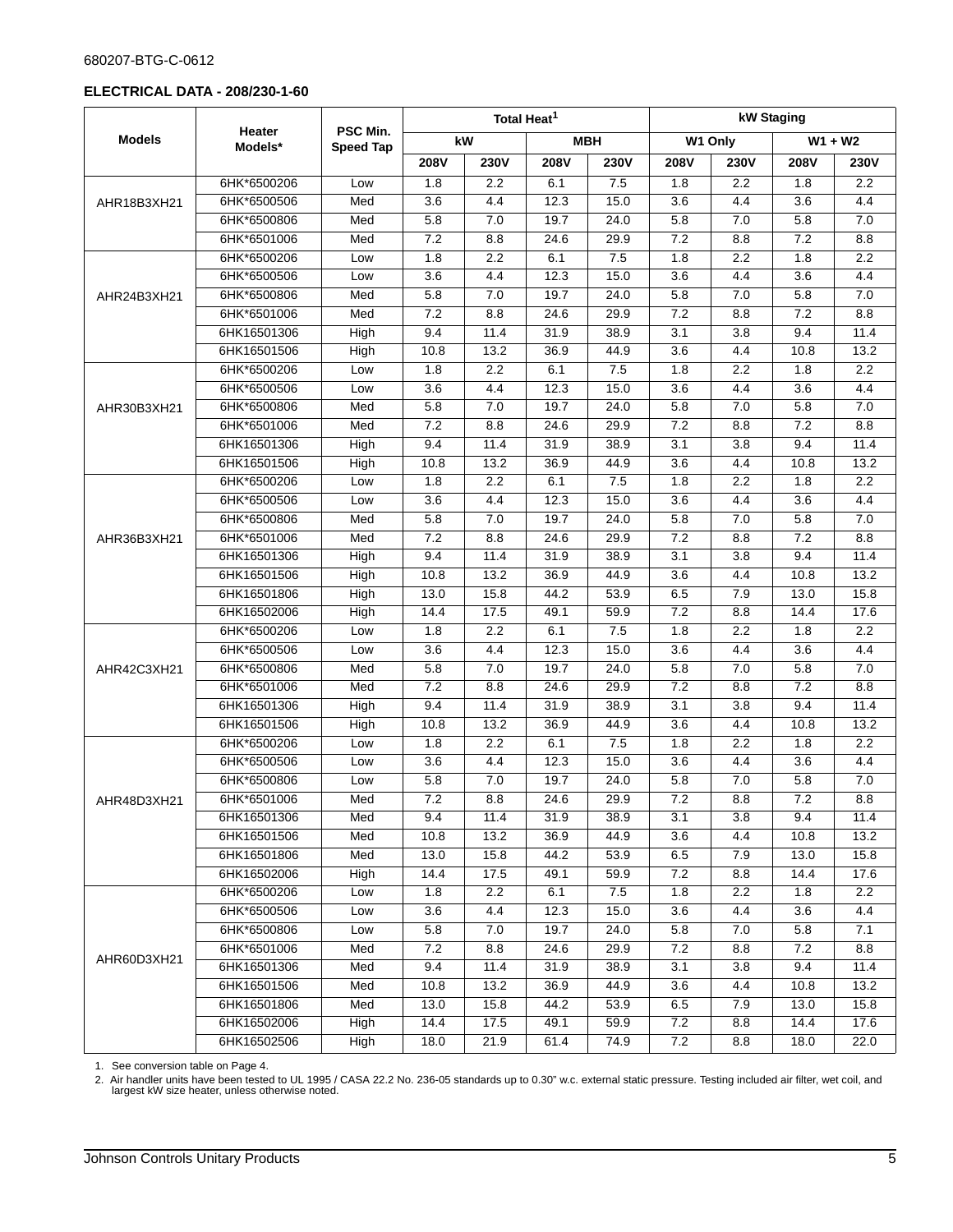680207-BTG-C-0612

**ELECTRICAL DATA - 208/230-1-60**

| Models | Heater Models* | PSC Min. Speed Tap | Total Heat[1] | | | | kW Staging | | | |
|---|---|---|---|---|---|---|---|---|---|---|
| | | | kW | | MBH | | W1 Only | | W1 + W2 | |
| | | | 208V | 230V | 208V | 230V | 208V | 230V | 208V | 230V |
| AHR18B3XH21 | 6HK*6500206 | Low | 1.8 | 2.2 | 6.1 | 7.5 | 1.8 | 2.2 | 1.8 | 2.2 |
| | 6HK*6500506 | Med | 3.6 | 4.4 | 12.3 | 15.0 | 3.6 | 4.4 | 3.6 | 4.4 |
| | 6HK*6500806 | Med | 5.8 | 7.0 | 19.7 | 24.0 | 5.8 | 7.0 | 5.8 | 7.0 |
| | 6HK*6501006 | Med | 7.2 | 8.8 | 24.6 | 29.9 | 7.2 | 8.8 | 7.2 | 8.8 |
| AHR24B3XH21 | 6HK*6500206 | Low | 1.8 | 2.2 | 6.1 | 7.5 | 1.8 | 2.2 | 1.8 | 2.2 |
| | 6HK*6500506 | Low | 3.6 | 4.4 | 12.3 | 15.0 | 3.6 | 4.4 | 3.6 | 4.4 |
| | 6HK*6500806 | Med | 5.8 | 7.0 | 19.7 | 24.0 | 5.8 | 7.0 | 5.8 | 7.0 |
| | 6HK*6501006 | Med | 7.2 | 8.8 | 24.6 | 29.9 | 7.2 | 8.8 | 7.2 | 8.8 |
| | 6HK16501306 | High | 9.4 | 11.4 | 31.9 | 38.9 | 3.1 | 3.8 | 9.4 | 11.4 |
| | 6HK16501506 | High | 10.8 | 13.2 | 36.9 | 44.9 | 3.6 | 4.4 | 10.8 | 13.2 |
| AHR30B3XH21 | 6HK*6500206 | Low | 1.8 | 2.2 | 6.1 | 7.5 | 1.8 | 2.2 | 1.8 | 2.2 |
| | 6HK*6500506 | Low | 3.6 | 4.4 | 12.3 | 15.0 | 3.6 | 4.4 | 3.6 | 4.4 |
| | 6HK*6500806 | Med | 5.8 | 7.0 | 19.7 | 24.0 | 5.8 | 7.0 | 5.8 | 7.0 |
| | 6HK*6501006 | Med | 7.2 | 8.8 | 24.6 | 29.9 | 7.2 | 8.8 | 7.2 | 8.8 |
| | 6HK16501306 | High | 9.4 | 11.4 | 31.9 | 38.9 | 3.1 | 3.8 | 9.4 | 11.4 |
| | 6HK16501506 | High | 10.8 | 13.2 | 36.9 | 44.9 | 3.6 | 4.4 | 10.8 | 13.2 |
| AHR36B3XH21 | 6HK*6500206 | Low | 1.8 | 2.2 | 6.1 | 7.5 | 1.8 | 2.2 | 1.8 | 2.2 |
| | 6HK*6500506 | Low | 3.6 | 4.4 | 12.3 | 15.0 | 3.6 | 4.4 | 3.6 | 4.4 |
| | 6HK*6500806 | Med | 5.8 | 7.0 | 19.7 | 24.0 | 5.8 | 7.0 | 5.8 | 7.0 |
| | 6HK*6501006 | Med | 7.2 | 8.8 | 24.6 | 29.9 | 7.2 | 8.8 | 7.2 | 8.8 |
| | 6HK16501306 | High | 9.4 | 11.4 | 31.9 | 38.9 | 3.1 | 3.8 | 9.4 | 11.4 |
| | 6HK16501506 | High | 10.8 | 13.2 | 36.9 | 44.9 | 3.6 | 4.4 | 10.8 | 13.2 |
| | 6HK16501806 | High | 13.0 | 15.8 | 44.2 | 53.9 | 6.5 | 7.9 | 13.0 | 15.8 |
| | 6HK16502006 | High | 14.4 | 17.5 | 49.1 | 59.9 | 7.2 | 8.8 | 14.4 | 17.6 |
| AHR42C3XH21 | 6HK*6500206 | Low | 1.8 | 2.2 | 6.1 | 7.5 | 1.8 | 2.2 | 1.8 | 2.2 |
| | 6HK*6500506 | Low | 3.6 | 4.4 | 12.3 | 15.0 | 3.6 | 4.4 | 3.6 | 4.4 |
| | 6HK*6500806 | Med | 5.8 | 7.0 | 19.7 | 24.0 | 5.8 | 7.0 | 5.8 | 7.0 |
| | 6HK*6501006 | Med | 7.2 | 8.8 | 24.6 | 29.9 | 7.2 | 8.8 | 7.2 | 8.8 |
| | 6HK16501306 | High | 9.4 | 11.4 | 31.9 | 38.9 | 3.1 | 3.8 | 9.4 | 11.4 |
| | 6HK16501506 | High | 10.8 | 13.2 | 36.9 | 44.9 | 3.6 | 4.4 | 10.8 | 13.2 |
| AHR48D3XH21 | 6HK*6500206 | Low | 1.8 | 2.2 | 6.1 | 7.5 | 1.8 | 2.2 | 1.8 | 2.2 |
| | 6HK*6500506 | Low | 3.6 | 4.4 | 12.3 | 15.0 | 3.6 | 4.4 | 3.6 | 4.4 |
| | 6HK*6500806 | Low | 5.8 | 7.0 | 19.7 | 24.0 | 5.8 | 7.0 | 5.8 | 7.0 |
| | 6HK*6501006 | Med | 7.2 | 8.8 | 24.6 | 29.9 | 7.2 | 8.8 | 7.2 | 8.8 |
| | 6HK16501306 | Med | 9.4 | 11.4 | 31.9 | 38.9 | 3.1 | 3.8 | 9.4 | 11.4 |
| | 6HK16501506 | Med | 10.8 | 13.2 | 36.9 | 44.9 | 3.6 | 4.4 | 10.8 | 13.2 |
| | 6HK16501806 | Med | 13.0 | 15.8 | 44.2 | 53.9 | 6.5 | 7.9 | 13.0 | 15.8 |
| | 6HK16502006 | High | 14.4 | 17.5 | 49.1 | 59.9 | 7.2 | 8.8 | 14.4 | 17.6 |
| AHR60D3XH21 | 6HK*6500206 | Low | 1.8 | 2.2 | 6.1 | 7.5 | 1.8 | 2.2 | 1.8 | 2.2 |
| | 6HK*6500506 | Low | 3.6 | 4.4 | 12.3 | 15.0 | 3.6 | 4.4 | 3.6 | 4.4 |
| | 6HK*6500806 | Low | 5.8 | 7.0 | 19.7 | 24.0 | 5.8 | 7.0 | 5.8 | 7.1 |
| | 6HK*6501006 | Med | 7.2 | 8.8 | 24.6 | 29.9 | 7.2 | 8.8 | 7.2 | 8.8 |
| | 6HK16501306 | Med | 9.4 | 11.4 | 31.9 | 38.9 | 3.1 | 3.8 | 9.4 | 11.4 |
| | 6HK16501506 | Med | 10.8 | 13.2 | 36.9 | 44.9 | 3.6 | 4.4 | 10.8 | 13.2 |
| | 6HK16501806 | Med | 13.0 | 15.8 | 44.2 | 53.9 | 6.5 | 7.9 | 13.0 | 15.8 |
| | 6HK16502006 | High | 14.4 | 17.5 | 49.1 | 59.9 | 7.2 | 8.8 | 14.4 | 17.6 |
| | 6HK16502506 | High | 18.0 | 21.9 | 61.4 | 74.9 | 7.2 | 8.8 | 18.0 | 22.0 |

1. See conversion table on Page 4.
2. Air handler units have been tested to UL 1995 / CASA 22.2 No. 236-05 standards up to 0.30" w.c. external static pressure. Testing included air filter, wet coil, and largest kW size heater, unless otherwise noted.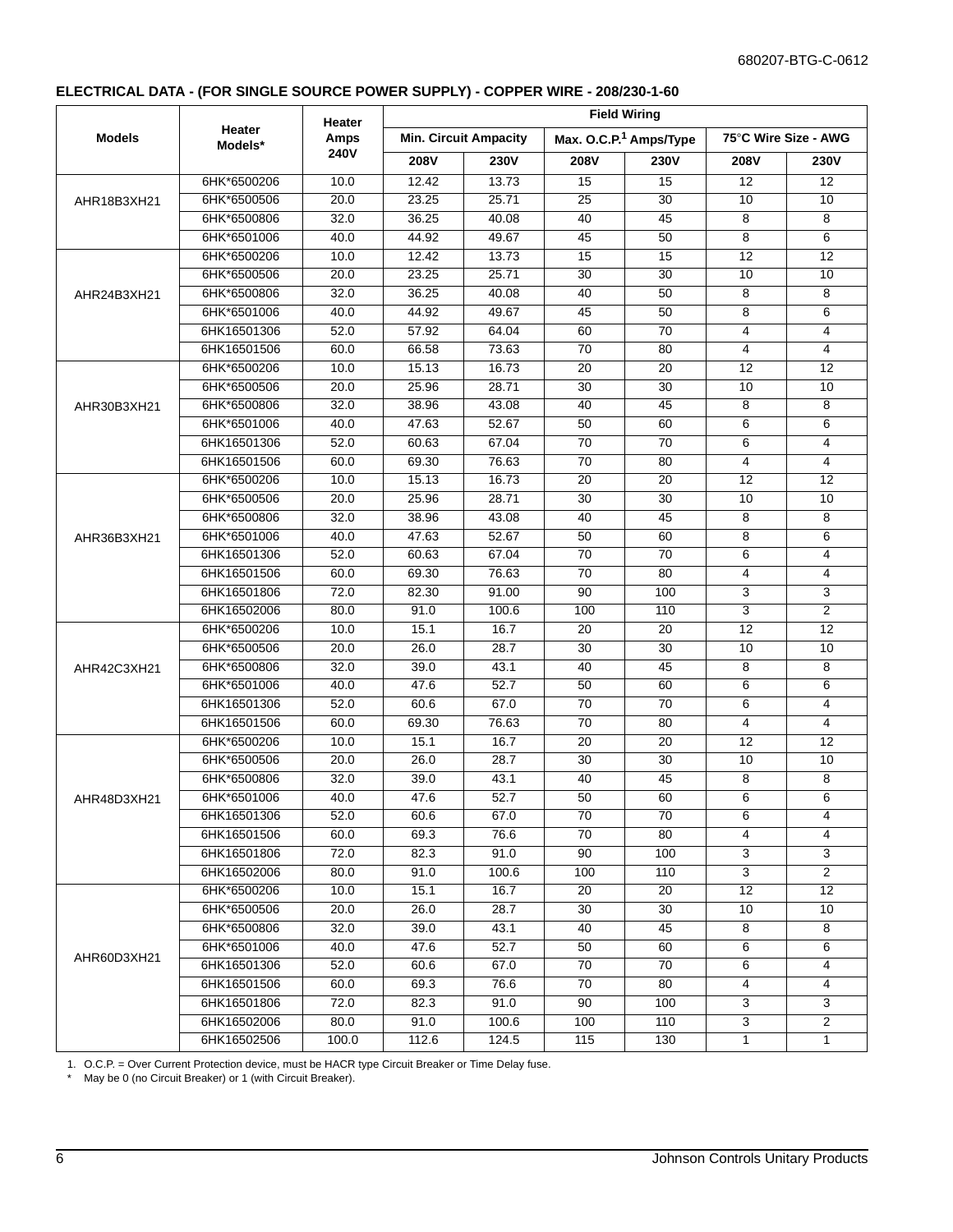## ELECTRICAL DATA - (FOR SINGLE SOURCE POWER SUPPLY) - COPPER WIRE - 208/230-1-60

| Models | Heater Models* | Heater Amps 240V | Field Wiring | | | | | |
|---|---|---|---|---|---|---|---|---|
| | | | Min. Circuit Ampacity | | Max. O.C.P.[1] Amps/Type | | 75°C Wire Size - AWG | |
| | | | 208V | 230V | 208V | 230V | 208V | 230V |
| AHR18B3XH21 | 6HK*6500206 | 10.0 | 12.42 | 13.73 | 15 | 15 | 12 | 12 |
| | 6HK*6500506 | 20.0 | 23.25 | 25.71 | 25 | 30 | 10 | 10 |
| | 6HK*6500806 | 32.0 | 36.25 | 40.08 | 40 | 45 | 8 | 8 |
| | 6HK*6501006 | 40.0 | 44.92 | 49.67 | 45 | 50 | 8 | 6 |
| AHR24B3XH21 | 6HK*6500206 | 10.0 | 12.42 | 13.73 | 15 | 15 | 12 | 12 |
| | 6HK*6500506 | 20.0 | 23.25 | 25.71 | 30 | 30 | 10 | 10 |
| | 6HK*6500806 | 32.0 | 36.25 | 40.08 | 40 | 50 | 8 | 8 |
| | 6HK*6501006 | 40.0 | 44.92 | 49.67 | 45 | 50 | 8 | 6 |
| | 6HK16501306 | 52.0 | 57.92 | 64.04 | 60 | 70 | 4 | 4 |
| | 6HK16501506 | 60.0 | 66.58 | 73.63 | 70 | 80 | 4 | 4 |
| AHR30B3XH21 | 6HK*6500206 | 10.0 | 15.13 | 16.73 | 20 | 20 | 12 | 12 |
| | 6HK*6500506 | 20.0 | 25.96 | 28.71 | 30 | 30 | 10 | 10 |
| | 6HK*6500806 | 32.0 | 38.96 | 43.08 | 40 | 45 | 8 | 8 |
| | 6HK*6501006 | 40.0 | 47.63 | 52.67 | 50 | 60 | 6 | 6 |
| | 6HK16501306 | 52.0 | 60.63 | 67.04 | 70 | 70 | 6 | 4 |
| | 6HK16501506 | 60.0 | 69.30 | 76.63 | 70 | 80 | 4 | 4 |
| AHR36B3XH21 | 6HK*6500206 | 10.0 | 15.13 | 16.73 | 20 | 20 | 12 | 12 |
| | 6HK*6500506 | 20.0 | 25.96 | 28.71 | 30 | 30 | 10 | 10 |
| | 6HK*6500806 | 32.0 | 38.96 | 43.08 | 40 | 45 | 8 | 8 |
| | 6HK*6501006 | 40.0 | 47.63 | 52.67 | 50 | 60 | 8 | 6 |
| | 6HK16501306 | 52.0 | 60.63 | 67.04 | 70 | 70 | 6 | 4 |
| | 6HK16501506 | 60.0 | 69.30 | 76.63 | 70 | 80 | 4 | 4 |
| | 6HK16501806 | 72.0 | 82.30 | 91.00 | 90 | 100 | 3 | 3 |
| | 6HK16502006 | 80.0 | 91.0 | 100.6 | 100 | 110 | 3 | 2 |
| AHR42C3XH21 | 6HK*6500206 | 10.0 | 15.1 | 16.7 | 20 | 20 | 12 | 12 |
| | 6HK*6500506 | 20.0 | 26.0 | 28.7 | 30 | 30 | 10 | 10 |
| | 6HK*6500806 | 32.0 | 39.0 | 43.1 | 40 | 45 | 8 | 8 |
| | 6HK*6501006 | 40.0 | 47.6 | 52.7 | 50 | 60 | 6 | 6 |
| | 6HK16501306 | 52.0 | 60.6 | 67.0 | 70 | 70 | 6 | 4 |
| | 6HK16501506 | 60.0 | 69.30 | 76.63 | 70 | 80 | 4 | 4 |
| AHR48D3XH21 | 6HK*6500206 | 10.0 | 15.1 | 16.7 | 20 | 20 | 12 | 12 |
| | 6HK*6500506 | 20.0 | 26.0 | 28.7 | 30 | 30 | 10 | 10 |
| | 6HK*6500806 | 32.0 | 39.0 | 43.1 | 40 | 45 | 8 | 8 |
| | 6HK*6501006 | 40.0 | 47.6 | 52.7 | 50 | 60 | 6 | 6 |
| | 6HK16501306 | 52.0 | 60.6 | 67.0 | 70 | 70 | 6 | 4 |
| | 6HK16501506 | 60.0 | 69.3 | 76.6 | 70 | 80 | 4 | 4 |
| | 6HK16501806 | 72.0 | 82.3 | 91.0 | 90 | 100 | 3 | 3 |
| | 6HK16502006 | 80.0 | 91.0 | 100.6 | 100 | 110 | 3 | 2 |
| AHR60D3XH21 | 6HK*6500206 | 10.0 | 15.1 | 16.7 | 20 | 20 | 12 | 12 |
| | 6HK*6500506 | 20.0 | 26.0 | 28.7 | 30 | 30 | 10 | 10 |
| | 6HK*6500806 | 32.0 | 39.0 | 43.1 | 40 | 45 | 8 | 8 |
| | 6HK*6501006 | 40.0 | 47.6 | 52.7 | 50 | 60 | 6 | 6 |
| | 6HK16501306 | 52.0 | 60.6 | 67.0 | 70 | 70 | 6 | 4 |
| | 6HK16501506 | 60.0 | 69.3 | 76.6 | 70 | 80 | 4 | 4 |
| | 6HK16501806 | 72.0 | 82.3 | 91.0 | 90 | 100 | 3 | 3 |
| | 6HK16502006 | 80.0 | 91.0 | 100.6 | 100 | 110 | 3 | 2 |
| | 6HK16502506 | 100.0 | 112.6 | 124.5 | 115 | 130 | 1 | 1 |

1. O.C.P. = Over Current Protection device, must be HACR type Circuit Breaker or Time Delay fuse.

\* May be 0 (no Circuit Breaker) or 1 (with Circuit Breaker).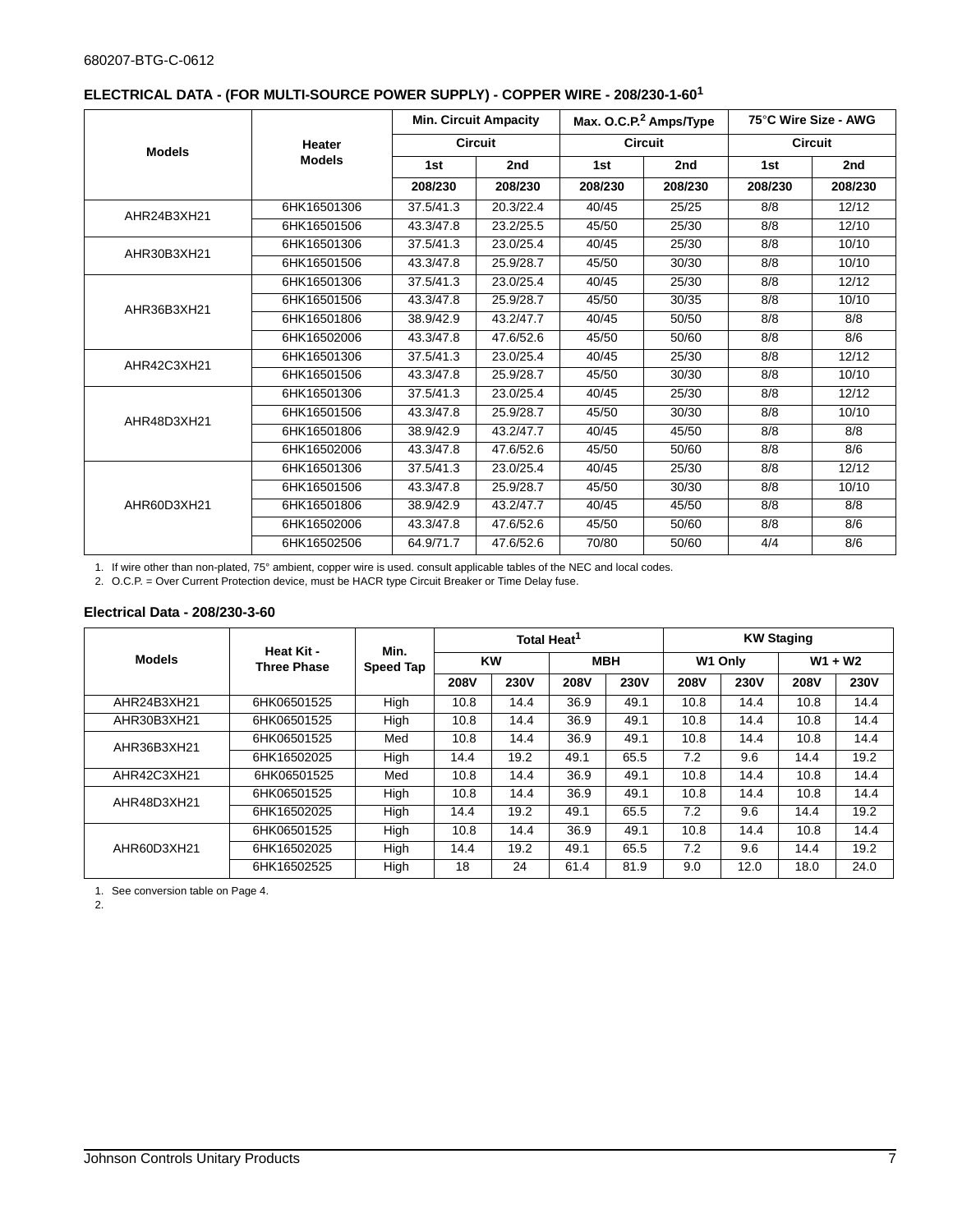## ELECTRICAL DATA - (FOR MULTI-SOURCE POWER SUPPLY) - COPPER WIRE - 208/230-1-60[1]

| Models | Heater Models | Min. Circuit Ampacity | | Max. O.C.P.[2] Amps/Type | | 75°C Wire Size - AWG | |
|---|---|---|---|---|---|---|---|
| | | Circuit | | Circuit | | Circuit | |
| | | 1st | 2nd | 1st | 2nd | 1st | 2nd |
| | | 208/230 | 208/230 | 208/230 | 208/230 | 208/230 | 208/230 |
| AHR24B3XH21 | 6HK16501306 | 37.5/41.3 | 20.3/22.4 | 40/45 | 25/25 | 8/8 | 12/12 |
| | 6HK16501506 | 43.3/47.8 | 23.2/25.5 | 45/50 | 25/30 | 8/8 | 12/10 |
| AHR30B3XH21 | 6HK16501306 | 37.5/41.3 | 23.0/25.4 | 40/45 | 25/30 | 8/8 | 10/10 |
| | 6HK16501506 | 43.3/47.8 | 25.9/28.7 | 45/50 | 30/30 | 8/8 | 10/10 |
| AHR36B3XH21 | 6HK16501306 | 37.5/41.3 | 23.0/25.4 | 40/45 | 25/30 | 8/8 | 12/12 |
| | 6HK16501506 | 43.3/47.8 | 25.9/28.7 | 45/50 | 30/35 | 8/8 | 10/10 |
| | 6HK16501806 | 38.9/42.9 | 43.2/47.7 | 40/45 | 50/50 | 8/8 | 8/8 |
| | 6HK16502006 | 43.3/47.8 | 47.6/52.6 | 45/50 | 50/60 | 8/8 | 8/6 |
| AHR42C3XH21 | 6HK16501306 | 37.5/41.3 | 23.0/25.4 | 40/45 | 25/30 | 8/8 | 12/12 |
| | 6HK16501506 | 43.3/47.8 | 25.9/28.7 | 45/50 | 30/30 | 8/8 | 10/10 |
| AHR48D3XH21 | 6HK16501306 | 37.5/41.3 | 23.0/25.4 | 40/45 | 25/30 | 8/8 | 12/12 |
| | 6HK16501506 | 43.3/47.8 | 25.9/28.7 | 45/50 | 30/30 | 8/8 | 10/10 |
| | 6HK16501806 | 38.9/42.9 | 43.2/47.7 | 40/45 | 45/50 | 8/8 | 8/8 |
| | 6HK16502006 | 43.3/47.8 | 47.6/52.6 | 45/50 | 50/60 | 8/8 | 8/6 |
| AHR60D3XH21 | 6HK16501306 | 37.5/41.3 | 23.0/25.4 | 40/45 | 25/30 | 8/8 | 12/12 |
| | 6HK16501506 | 43.3/47.8 | 25.9/28.7 | 45/50 | 30/30 | 8/8 | 10/10 |
| | 6HK16501806 | 38.9/42.9 | 43.2/47.7 | 40/45 | 45/50 | 8/8 | 8/8 |
| | 6HK16502006 | 43.3/47.8 | 47.6/52.6 | 45/50 | 50/60 | 8/8 | 8/6 |
| | 6HK16502506 | 64.9/71.7 | 47.6/52.6 | 70/80 | 50/60 | 4/4 | 8/6 |

1. If wire other than non-plated, 75° ambient, copper wire is used. consult applicable tables of the NEC and local codes.
2. O.C.P. = Over Current Protection device, must be HACR type Circuit Breaker or Time Delay fuse.

### Electrical Data - 208/230-3-60

| Models | Heat Kit - Three Phase | Min. Speed Tap | Total Heat[1] | | | | KW Staging | | | |
|---|---|---|---|---|---|---|---|---|---|---|
| | | | KW | | MBH | | W1 Only | | W1 + W2 | |
| | | | 208V | 230V | 208V | 230V | 208V | 230V | 208V | 230V |
| AHR24B3XH21 | 6HK06501525 | High | 10.8 | 14.4 | 36.9 | 49.1 | 10.8 | 14.4 | 10.8 | 14.4 |
| AHR30B3XH21 | 6HK06501525 | High | 10.8 | 14.4 | 36.9 | 49.1 | 10.8 | 14.4 | 10.8 | 14.4 |
| AHR36B3XH21 | 6HK06501525 | Med | 10.8 | 14.4 | 36.9 | 49.1 | 10.8 | 14.4 | 10.8 | 14.4 |
| | 6HK16502025 | High | 14.4 | 19.2 | 49.1 | 65.5 | 7.2 | 9.6 | 14.4 | 19.2 |
| AHR42C3XH21 | 6HK06501525 | Med | 10.8 | 14.4 | 36.9 | 49.1 | 10.8 | 14.4 | 10.8 | 14.4 |
| AHR48D3XH21 | 6HK06501525 | High | 10.8 | 14.4 | 36.9 | 49.1 | 10.8 | 14.4 | 10.8 | 14.4 |
| | 6HK16502025 | High | 14.4 | 19.2 | 49.1 | 65.5 | 7.2 | 9.6 | 14.4 | 19.2 |
| AHR60D3XH21 | 6HK06501525 | High | 10.8 | 14.4 | 36.9 | 49.1 | 10.8 | 14.4 | 10.8 | 14.4 |
| | 6HK16502025 | High | 14.4 | 19.2 | 49.1 | 65.5 | 7.2 | 9.6 | 14.4 | 19.2 |
| | 6HK16502525 | High | 18 | 24 | 61.4 | 81.9 | 9.0 | 12.0 | 18.0 | 24.0 |

1. See conversion table on Page 4.
2.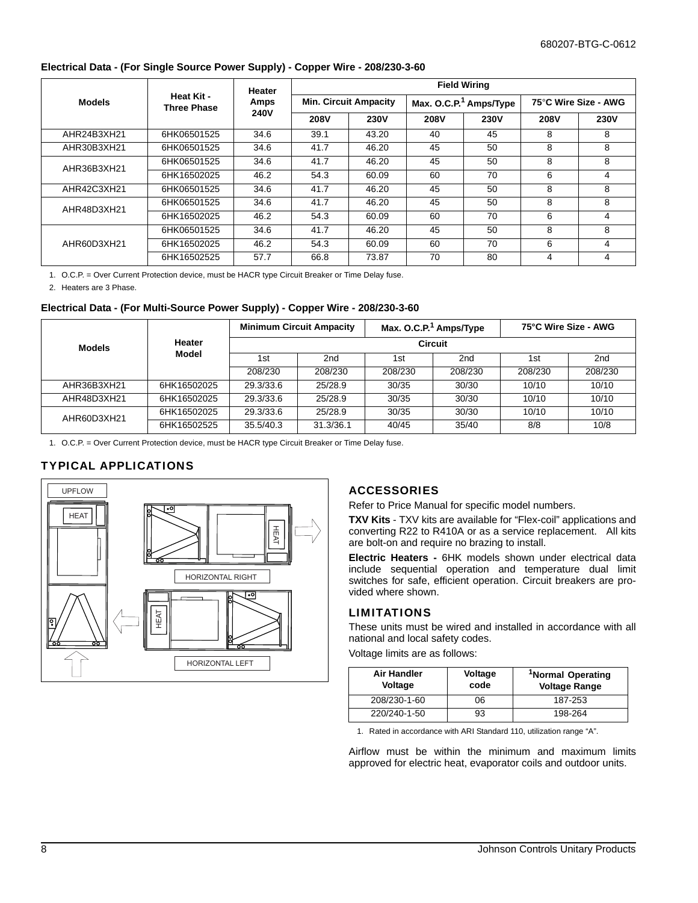### Electrical Data - (For Single Source Power Supply) - Copper Wire - 208/230-3-60

| Models | Heat Kit - Three Phase | Heater Amps 240V | Field Wiring | | | | | |
|---|---|---|---|---|---|---|---|---|
| | | | Min. Circuit Ampacity | | Max. O.C.P.[1] Amps/Type | | 75°C Wire Size - AWG | |
| | | | 208V | 230V | 208V | 230V | 208V | 230V |
| AHR24B3XH21 | 6HK06501525 | 34.6 | 39.1 | 43.20 | 40 | 45 | 8 | 8 |
| AHR30B3XH21 | 6HK06501525 | 34.6 | 41.7 | 46.20 | 45 | 50 | 8 | 8 |
| AHR36B3XH21 | 6HK06501525 | 34.6 | 41.7 | 46.20 | 45 | 50 | 8 | 8 |
| | 6HK16502025 | 46.2 | 54.3 | 60.09 | 60 | 70 | 6 | 4 |
| AHR42C3XH21 | 6HK06501525 | 34.6 | 41.7 | 46.20 | 45 | 50 | 8 | 8 |
| AHR48D3XH21 | 6HK06501525 | 34.6 | 41.7 | 46.20 | 45 | 50 | 8 | 8 |
| | 6HK16502025 | 46.2 | 54.3 | 60.09 | 60 | 70 | 6 | 4 |
| AHR60D3XH21 | 6HK06501525 | 34.6 | 41.7 | 46.20 | 45 | 50 | 8 | 8 |
| | 6HK16502025 | 46.2 | 54.3 | 60.09 | 60 | 70 | 6 | 4 |
| | 6HK16502525 | 57.7 | 66.8 | 73.87 | 70 | 80 | 4 | 4 |

1. O.C.P. = Over Current Protection device, must be HACR type Circuit Breaker or Time Delay fuse.
2. Heaters are 3 Phase.

### Electrical Data - (For Multi-Source Power Supply) - Copper Wire - 208/230-3-60

| Models | Heater Model | Minimum Circuit Ampacity | | Max. O.C.P.[1] Amps/Type | | 75°C Wire Size - AWG | |
|---|---|---|---|---|---|---|---|
| | | Circuit | | | | | |
| | | 1st | 2nd | 1st | 2nd | 1st | 2nd |
| | | 208/230 | 208/230 | 208/230 | 208/230 | 208/230 | 208/230 |
| AHR36B3XH21 | 6HK16502025 | 29.3/33.6 | 25/28.9 | 30/35 | 30/30 | 10/10 | 10/10 |
| AHR48D3XH21 | 6HK16502025 | 29.3/33.6 | 25/28.9 | 30/35 | 30/30 | 10/10 | 10/10 |
| AHR60D3XH21 | 6HK16502025 | 29.3/33.6 | 25/28.9 | 30/35 | 30/30 | 10/10 | 10/10 |
| | 6HK16502525 | 35.5/40.3 | 31.3/36.1 | 40/45 | 35/40 | 8/8 | 10/8 |

1. O.C.P. = Over Current Protection device, must be HACR type Circuit Breaker or Time Delay fuse.

## TYPICAL APPLICATIONS

UPFLOW

HEAT

HORIZONTAL RIGHT

HORIZONTAL LEFT

## ACCESSORIES

Refer to Price Manual for specific model numbers.

**TXV Kits** - TXV kits are available for "Flex-coil" applications and converting R22 to R410A or as a service replacement. All kits are bolt-on and require no brazing to install.

**Electric Heaters -** 6HK models shown under electrical data include sequential operation and temperature dual limit switches for safe, efficient operation. Circuit breakers are provided where shown.

## LIMITATIONS

These units must be wired and installed in accordance with all national and local safety codes.

Voltage limits are as follows:

| Air Handler Voltage | Voltage code | [1]Normal Operating Voltage Range |
|---|---|---|
| 208/230-1-60 | 06 | 187-253 |
| 220/240-1-50 | 93 | 198-264 |

1. Rated in accordance with ARI Standard 110, utilization range "A".

Airflow must be within the minimum and maximum limits approved for electric heat, evaporator coils and outdoor units.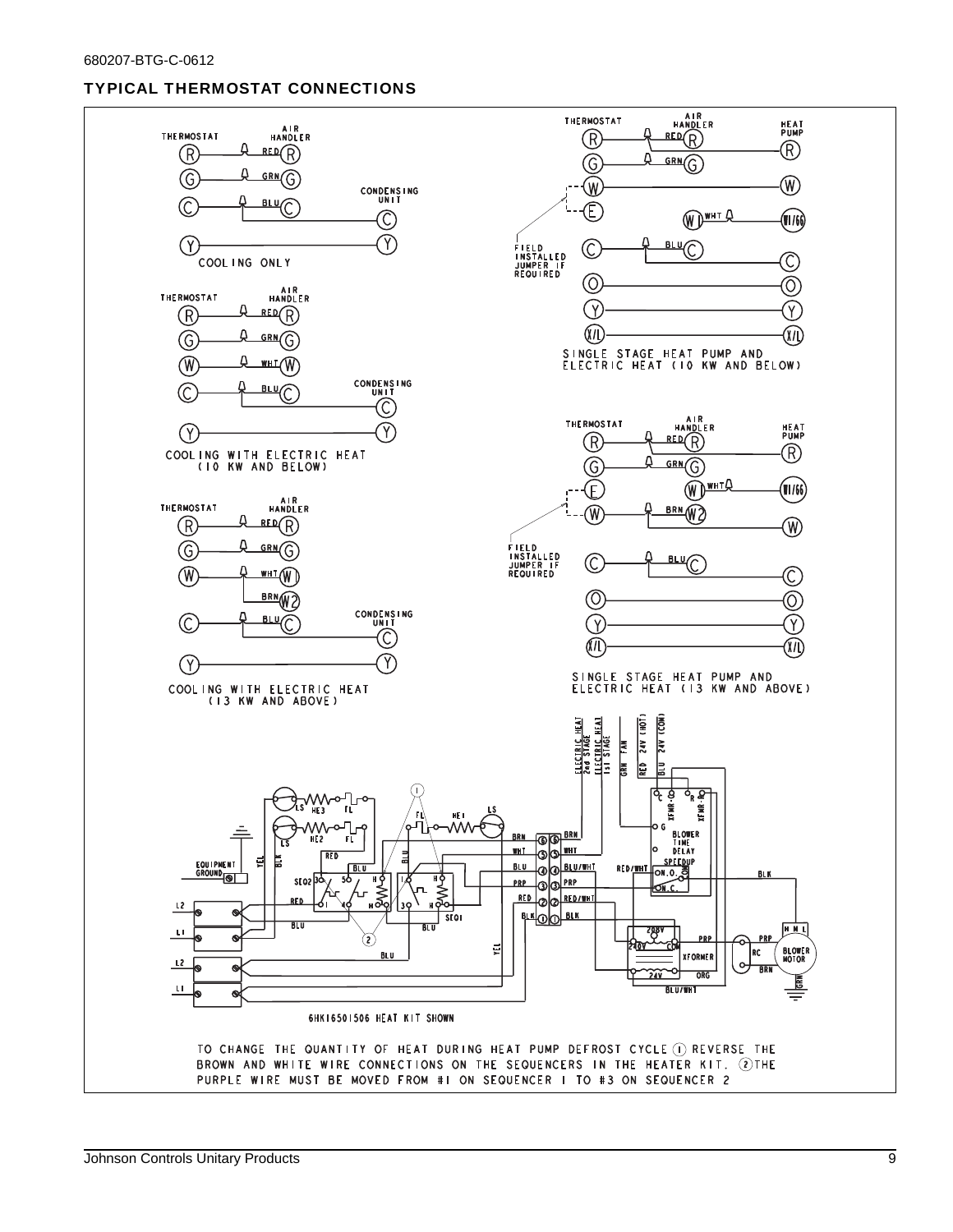## TYPICAL THERMOSTAT CONNECTIONS

COOLING ONLY

COOLING WITH ELECTRIC HEAT (10 KW AND BELOW)

COOLING WITH ELECTRIC HEAT (13 KW AND ABOVE)

SINGLE STAGE HEAT PUMP AND ELECTRIC HEAT (10 KW AND BELOW)

SINGLE STAGE HEAT PUMP AND ELECTRIC HEAT (13 KW AND ABOVE)

FIELD INSTALLED JUMPER IF REQUIRED

6HK16501506 HEAT KIT SHOWN

TO CHANGE THE QUANTITY OF HEAT DURING HEAT PUMP DEFROST CYCLE (1) REVERSE THE BROWN AND WHITE WIRE CONNECTIONS ON THE SEQUENCERS IN THE HEATER KIT. (2) THE PURPLE WIRE MUST BE MOVED FROM #1 ON SEQUENCER 1 TO #3 ON SEQUENCER 2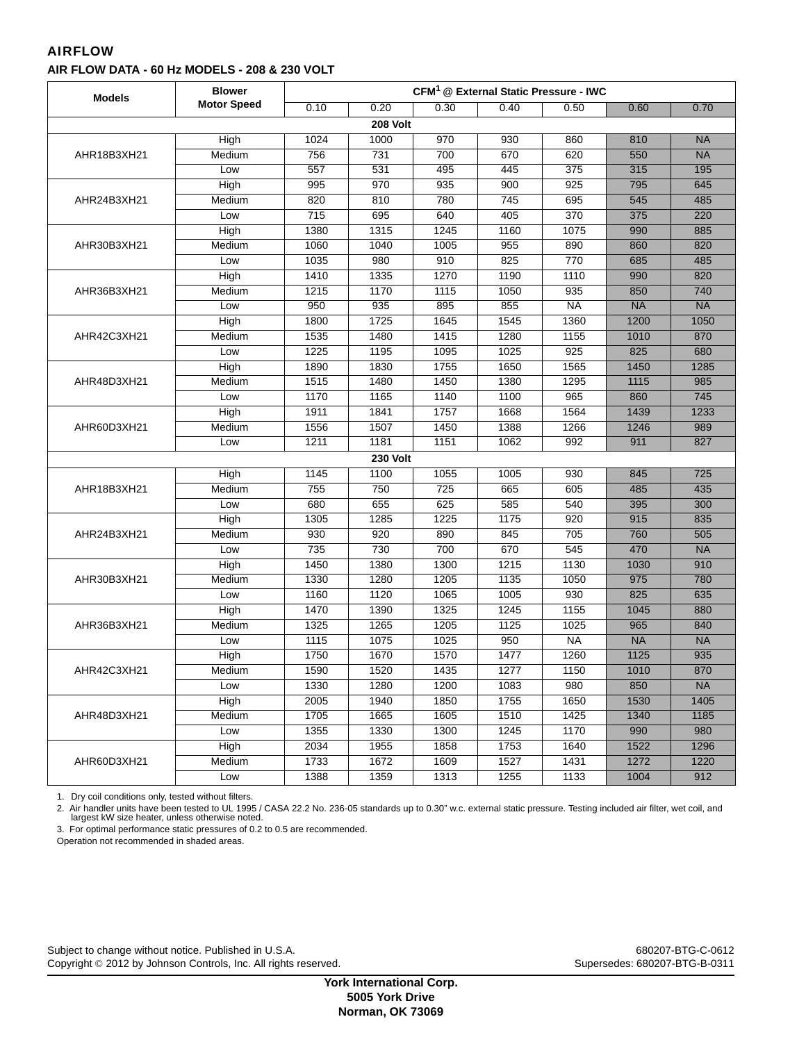## AIRFLOW

### AIR FLOW DATA - 60 Hz MODELS - 208 & 230 VOLT

| Models | Blower Motor Speed | CFM[1] @ External Static Pressure - IWC | | | | | | |
|---|---|---|---|---|---|---|---|---|
| | | 0.10 | 0.20 | 0.30 | 0.40 | 0.50 | 0.60 | 0.70 |
| **208 Volt** | | | | | | | | |
| AHR18B3XH21 | High | 1024 | 1000 | 970 | 930 | 860 | 810 | NA |
| | Medium | 756 | 731 | 700 | 670 | 620 | 550 | NA |
| | Low | 557 | 531 | 495 | 445 | 375 | 315 | 195 |
| AHR24B3XH21 | High | 995 | 970 | 935 | 900 | 925 | 795 | 645 |
| | Medium | 820 | 810 | 780 | 745 | 695 | 545 | 485 |
| | Low | 715 | 695 | 640 | 405 | 370 | 375 | 220 |
| AHR30B3XH21 | High | 1380 | 1315 | 1245 | 1160 | 1075 | 990 | 885 |
| | Medium | 1060 | 1040 | 1005 | 955 | 890 | 860 | 820 |
| | Low | 1035 | 980 | 910 | 825 | 770 | 685 | 485 |
| AHR36B3XH21 | High | 1410 | 1335 | 1270 | 1190 | 1110 | 990 | 820 |
| | Medium | 1215 | 1170 | 1115 | 1050 | 935 | 850 | 740 |
| | Low | 950 | 935 | 895 | 855 | NA | NA | NA |
| AHR42C3XH21 | High | 1800 | 1725 | 1645 | 1545 | 1360 | 1200 | 1050 |
| | Medium | 1535 | 1480 | 1415 | 1280 | 1155 | 1010 | 870 |
| | Low | 1225 | 1195 | 1095 | 1025 | 925 | 825 | 680 |
| AHR48D3XH21 | High | 1890 | 1830 | 1755 | 1650 | 1565 | 1450 | 1285 |
| | Medium | 1515 | 1480 | 1450 | 1380 | 1295 | 1115 | 985 |
| | Low | 1170 | 1165 | 1140 | 1100 | 965 | 860 | 745 |
| AHR60D3XH21 | High | 1911 | 1841 | 1757 | 1668 | 1564 | 1439 | 1233 |
| | Medium | 1556 | 1507 | 1450 | 1388 | 1266 | 1246 | 989 |
| | Low | 1211 | 1181 | 1151 | 1062 | 992 | 911 | 827 |
| **230 Volt** | | | | | | | | |
| AHR18B3XH21 | High | 1145 | 1100 | 1055 | 1005 | 930 | 845 | 725 |
| | Medium | 755 | 750 | 725 | 665 | 605 | 485 | 435 |
| | Low | 680 | 655 | 625 | 585 | 540 | 395 | 300 |
| AHR24B3XH21 | High | 1305 | 1285 | 1225 | 1175 | 920 | 915 | 835 |
| | Medium | 930 | 920 | 890 | 845 | 705 | 760 | 505 |
| | Low | 735 | 730 | 700 | 670 | 545 | 470 | NA |
| AHR30B3XH21 | High | 1450 | 1380 | 1300 | 1215 | 1130 | 1030 | 910 |
| | Medium | 1330 | 1280 | 1205 | 1135 | 1050 | 975 | 780 |
| | Low | 1160 | 1120 | 1065 | 1005 | 930 | 825 | 635 |
| AHR36B3XH21 | High | 1470 | 1390 | 1325 | 1245 | 1155 | 1045 | 880 |
| | Medium | 1325 | 1265 | 1205 | 1125 | 1025 | 965 | 840 |
| | Low | 1115 | 1075 | 1025 | 950 | NA | NA | NA |
| AHR42C3XH21 | High | 1750 | 1670 | 1570 | 1477 | 1260 | 1125 | 935 |
| | Medium | 1590 | 1520 | 1435 | 1277 | 1150 | 1010 | 870 |
| | Low | 1330 | 1280 | 1200 | 1083 | 980 | 850 | NA |
| AHR48D3XH21 | High | 2005 | 1940 | 1850 | 1755 | 1650 | 1530 | 1405 |
| | Medium | 1705 | 1665 | 1605 | 1510 | 1425 | 1340 | 1185 |
| | Low | 1355 | 1330 | 1300 | 1245 | 1170 | 990 | 980 |
| AHR60D3XH21 | High | 2034 | 1955 | 1858 | 1753 | 1640 | 1522 | 1296 |
| | Medium | 1733 | 1672 | 1609 | 1527 | 1431 | 1272 | 1220 |
| | Low | 1388 | 1359 | 1313 | 1255 | 1133 | 1004 | 912 |

1. Dry coil conditions only, tested without filters.
2. Air handler units have been tested to UL 1995 / CASA 22.2 No. 236-05 standards up to 0.30" w.c. external static pressure. Testing included air filter, wet coil, and largest kW size heater, unless otherwise noted.
3. For optimal performance static pressures of 0.2 to 0.5 are recommended.

Operation not recommended in shaded areas.

Subject to change without notice. Published in U.S.A.
Copyright © 2012 by Johnson Controls, Inc. All rights reserved.

680207-BTG-C-0612
Supersedes: 680207-BTG-B-0311

**York International Corp.**
**5005 York Drive**
**Norman, OK 73069**